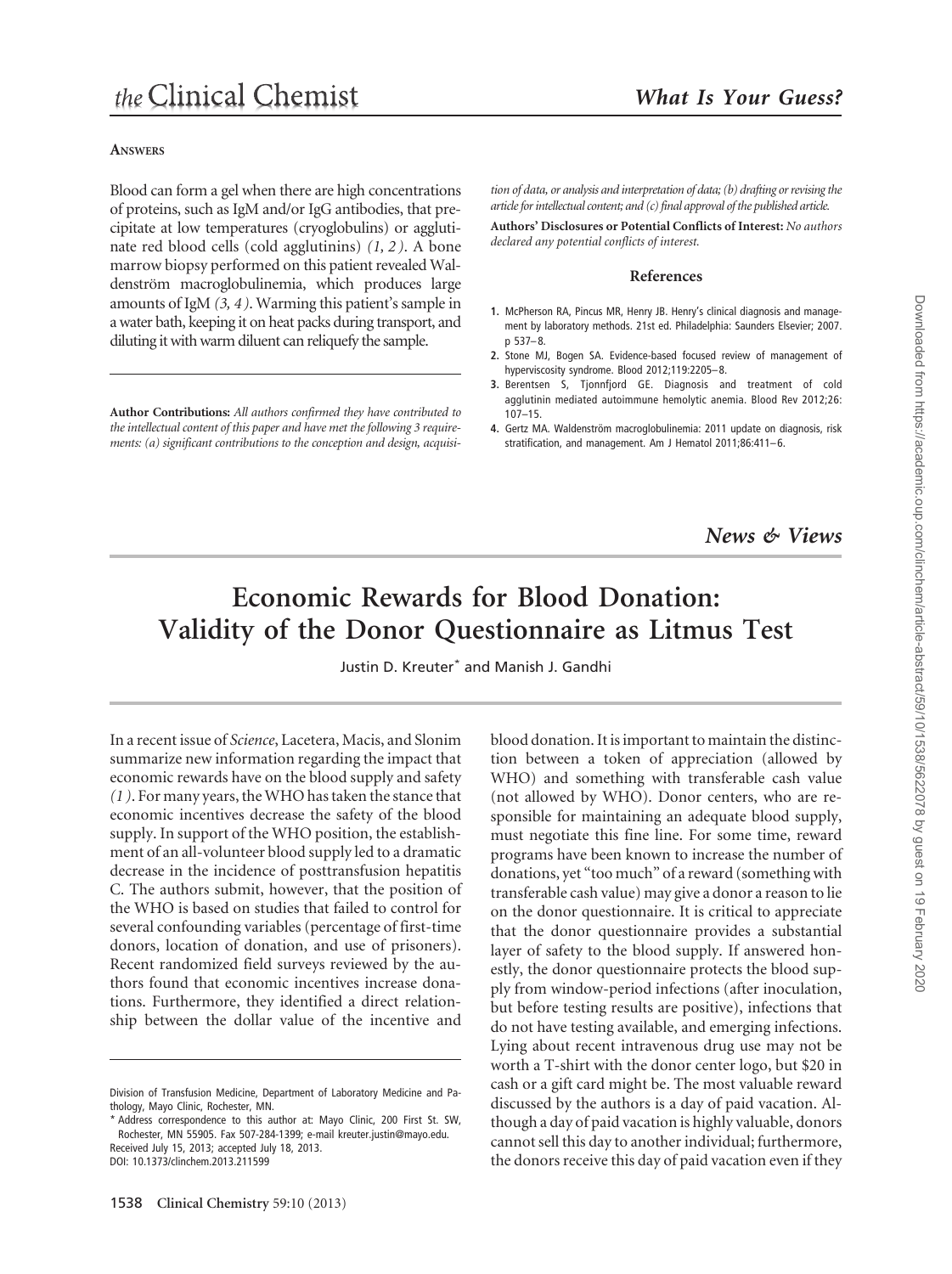## Answers

Blood can form a gel when there are high concentrations of proteins, such as IgM and/or IgG antibodies, that precipitate at low temperatures (cryoglobulins) or agglutinate red blood cells (cold agglutinins) *(1, 2)*. A bone marrow biopsy performed on this patient revealed Waldenström macroglobulinemia, which produces large amounts of IgM *(3, 4)*. Warming this patient's sample in a water bath, keeping it on heat packs during transport, and diluting it with warm diluent can reliquefy the sample.

**Author Contributions:** *All authors confirmed they have contributed to the intellectual content of this paper and have met the following 3 requirements: (a) significant contributions to the conception and design, acquisition of data, or analysis and interpretation of data; (b) drafting or revising the article for intellectual content; and (c) final approval of the published article.*

**Authors' Disclosures or Potential Conflicts of Interest:** *No authors declared any potential conflicts of interest.*

### References

1. McPherson RA, Pincus MR, Henry JB. Henry's clinical diagnosis and management by laboratory methods. 21st ed. Philadelphia: Saunders Elsevier; 2007. p 537–8.
2. Stone MJ, Bogen SA. Evidence-based focused review of management of hyperviscosity syndrome. Blood 2012;119:2205–8.
3. Berentsen S, Tjonnfjord GE. Diagnosis and treatment of cold agglutinin mediated autoimmune hemolytic anemia. Blood Rev 2012;26: 107–15.
4. Gertz MA. Waldenström macroglobulinemia: 2011 update on diagnosis, risk stratification, and management. Am J Hematol 2011;86:411–6.

*News & Views*

# Economic Rewards for Blood Donation: Validity of the Donor Questionnaire as Litmus Test

Justin D. Kreuter* and Manish J. Gandhi

In a recent issue of *Science*, Lacetera, Macis, and Slonim summarize new information regarding the impact that economic rewards have on the blood supply and safety *(1)*. For many years, the WHO has taken the stance that economic incentives decrease the safety of the blood supply. In support of the WHO position, the establishment of an all-volunteer blood supply led to a dramatic decrease in the incidence of posttransfusion hepatitis C. The authors submit, however, that the position of the WHO is based on studies that failed to control for several confounding variables (percentage of first-time donors, location of donation, and use of prisoners). Recent randomized field surveys reviewed by the authors found that economic incentives increase donations. Furthermore, they identified a direct relationship between the dollar value of the incentive and blood donation. It is important to maintain the distinction between a token of appreciation (allowed by WHO) and something with transferable cash value (not allowed by WHO). Donor centers, who are responsible for maintaining an adequate blood supply, must negotiate this fine line. For some time, reward programs have been known to increase the number of donations, yet "too much" of a reward (something with transferable cash value) may give a donor a reason to lie on the donor questionnaire. It is critical to appreciate that the donor questionnaire provides a substantial layer of safety to the blood supply. If answered honestly, the donor questionnaire protects the blood supply from window-period infections (after inoculation, but before testing results are positive), infections that do not have testing available, and emerging infections. Lying about recent intravenous drug use may not be worth a T-shirt with the donor center logo, but $20 in cash or a gift card might be. The most valuable reward discussed by the authors is a day of paid vacation. Although a day of paid vacation is highly valuable, donors cannot sell this day to another individual; furthermore, the donors receive this day of paid vacation even if they

Division of Transfusion Medicine, Department of Laboratory Medicine and Pathology, Mayo Clinic, Rochester, MN.

\* Address correspondence to this author at: Mayo Clinic, 200 First St. SW, Rochester, MN 55905. Fax 507-284-1399; e-mail kreuter.justin@mayo.edu.
Received July 15, 2013; accepted July 18, 2013.
DOI: 10.1373/clinchem.2013.211599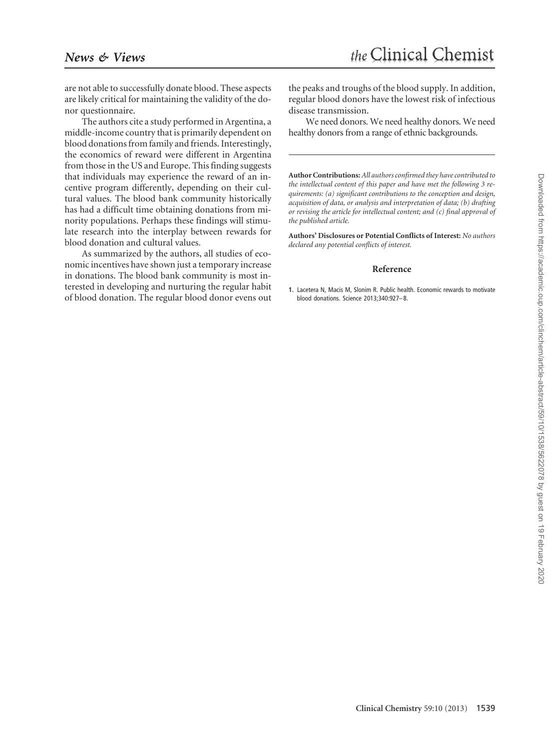are not able to successfully donate blood. These aspects are likely critical for maintaining the validity of the donor questionnaire.

The authors cite a study performed in Argentina, a middle-income country that is primarily dependent on blood donations from family and friends. Interestingly, the economics of reward were different in Argentina from those in the US and Europe. This finding suggests that individuals may experience the reward of an incentive program differently, depending on their cultural values. The blood bank community historically has had a difficult time obtaining donations from minority populations. Perhaps these findings will stimulate research into the interplay between rewards for blood donation and cultural values.

As summarized by the authors, all studies of economic incentives have shown just a temporary increase in donations. The blood bank community is most interested in developing and nurturing the regular habit of blood donation. The regular blood donor evens out the peaks and troughs of the blood supply. In addition, regular blood donors have the lowest risk of infectious disease transmission.

We need donors. We need healthy donors. We need healthy donors from a range of ethnic backgrounds.

---

**Author Contributions:** *All authors confirmed they have contributed to the intellectual content of this paper and have met the following 3 requirements: (a) significant contributions to the conception and design, acquisition of data, or analysis and interpretation of data; (b) drafting or revising the article for intellectual content; and (c) final approval of the published article.*

**Authors' Disclosures or Potential Conflicts of Interest:** *No authors declared any potential conflicts of interest.*

## Reference

1. Lacetera N, Macis M, Slonim R. Public health. Economic rewards to motivate blood donations. Science 2013;340:927–8.